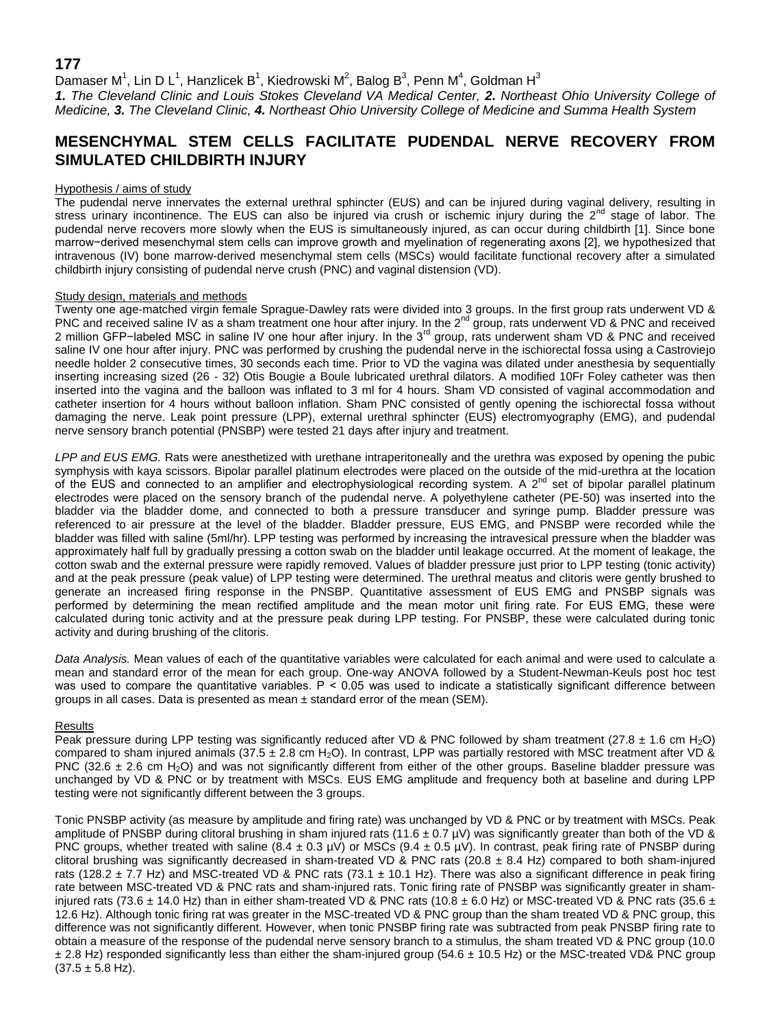**177**

Damaser M[1], Lin D L[1], Hanzlicek B[1], Kiedrowski M[2], Balog B[3], Penn M[4], Goldman H[3]

*1. The Cleveland Clinic and Louis Stokes Cleveland VA Medical Center, 2. Northeast Ohio University College of Medicine, 3. The Cleveland Clinic, 4. Northeast Ohio University College of Medicine and Summa Health System*

# MESENCHYMAL STEM CELLS FACILITATE PUDENDAL NERVE RECOVERY FROM SIMULATED CHILDBIRTH INJURY

## Hypothesis / aims of study

The pudendal nerve innervates the external urethral sphincter (EUS) and can be injured during vaginal delivery, resulting in stress urinary incontinence. The EUS can also be injured via crush or ischemic injury during the 2nd stage of labor. The pudendal nerve recovers more slowly when the EUS is simultaneously injured, as can occur during childbirth [1]. Since bone marrow−derived mesenchymal stem cells can improve growth and myelination of regenerating axons [2], we hypothesized that intravenous (IV) bone marrow-derived mesenchymal stem cells (MSCs) would facilitate functional recovery after a simulated childbirth injury consisting of pudendal nerve crush (PNC) and vaginal distension (VD).

## Study design, materials and methods

Twenty one age-matched virgin female Sprague-Dawley rats were divided into 3 groups. In the first group rats underwent VD & PNC and received saline IV as a sham treatment one hour after injury. In the 2nd group, rats underwent VD & PNC and received 2 million GFP−labeled MSC in saline IV one hour after injury. In the 3rd group, rats underwent sham VD & PNC and received saline IV one hour after injury. PNC was performed by crushing the pudendal nerve in the ischiorectal fossa using a Castroviejo needle holder 2 consecutive times, 30 seconds each time. Prior to VD the vagina was dilated under anesthesia by sequentially inserting increasing sized (26 - 32) Otis Bougie a Boule lubricated urethral dilators. A modified 10Fr Foley catheter was then inserted into the vagina and the balloon was inflated to 3 ml for 4 hours. Sham VD consisted of vaginal accommodation and catheter insertion for 4 hours without balloon inflation. Sham PNC consisted of gently opening the ischiorectal fossa without damaging the nerve. Leak point pressure (LPP), external urethral sphincter (EUS) electromyography (EMG), and pudendal nerve sensory branch potential (PNSBP) were tested 21 days after injury and treatment.

*LPP and EUS EMG.* Rats were anesthetized with urethane intraperitoneally and the urethra was exposed by opening the pubic symphysis with kaya scissors. Bipolar parallel platinum electrodes were placed on the outside of the mid-urethra at the location of the EUS and connected to an amplifier and electrophysiological recording system. A 2nd set of bipolar parallel platinum electrodes were placed on the sensory branch of the pudendal nerve. A polyethylene catheter (PE-50) was inserted into the bladder via the bladder dome, and connected to both a pressure transducer and syringe pump. Bladder pressure was referenced to air pressure at the level of the bladder. Bladder pressure, EUS EMG, and PNSBP were recorded while the bladder was filled with saline (5ml/hr). LPP testing was performed by increasing the intravesical pressure when the bladder was approximately half full by gradually pressing a cotton swab on the bladder until leakage occurred. At the moment of leakage, the cotton swab and the external pressure were rapidly removed. Values of bladder pressure just prior to LPP testing (tonic activity) and at the peak pressure (peak value) of LPP testing were determined. The urethral meatus and clitoris were gently brushed to generate an increased firing response in the PNSBP. Quantitative assessment of EUS EMG and PNSBP signals was performed by determining the mean rectified amplitude and the mean motor unit firing rate. For EUS EMG, these were calculated during tonic activity and at the pressure peak during LPP testing. For PNSBP, these were calculated during tonic activity and during brushing of the clitoris.

*Data Analysis.* Mean values of each of the quantitative variables were calculated for each animal and were used to calculate a mean and standard error of the mean for each group. One-way ANOVA followed by a Student-Newman-Keuls post hoc test was used to compare the quantitative variables. $P < 0.05$ was used to indicate a statistically significant difference between groups in all cases. Data is presented as mean ± standard error of the mean (SEM).

## Results

Peak pressure during LPP testing was significantly reduced after VD & PNC followed by sham treatment (27.8 ± 1.6 cm $H_2O$) compared to sham injured animals (37.5 ± 2.8 cm $H_2O$). In contrast, LPP was partially restored with MSC treatment after VD & PNC (32.6 ± 2.6 cm $H_2O$) and was not significantly different from either of the other groups. Baseline bladder pressure was unchanged by VD & PNC or by treatment with MSCs. EUS EMG amplitude and frequency both at baseline and during LPP testing were not significantly different between the 3 groups.

Tonic PNSBP activity (as measure by amplitude and firing rate) was unchanged by VD & PNC or by treatment with MSCs. Peak amplitude of PNSBP during clitoral brushing in sham injured rats (11.6 ± 0.7 µV) was significantly greater than both of the VD & PNC groups, whether treated with saline (8.4 ± 0.3 µV) or MSCs (9.4 ± 0.5 µV). In contrast, peak firing rate of PNSBP during clitoral brushing was significantly decreased in sham-treated VD & PNC rats (20.8 ± 8.4 Hz) compared to both sham-injured rats (128.2 ± 7.7 Hz) and MSC-treated VD & PNC rats (73.1 ± 10.1 Hz). There was also a significant difference in peak firing rate between MSC-treated VD & PNC rats and sham-injured rats. Tonic firing rate of PNSBP was significantly greater in sham-injured rats (73.6 ± 14.0 Hz) than in either sham-treated VD & PNC rats (10.8 ± 6.0 Hz) or MSC-treated VD & PNC rats (35.6 ± 12.6 Hz). Although tonic firing rat was greater in the MSC-treated VD & PNC group than the sham treated VD & PNC group, this difference was not significantly different. However, when tonic PNSBP firing rate was subtracted from peak PNSBP firing rate to obtain a measure of the response of the pudendal nerve sensory branch to a stimulus, the sham treated VD & PNC group (10.0 ± 2.8 Hz) responded significantly less than either the sham-injured group (54.6 ± 10.5 Hz) or the MSC-treated VD& PNC group (37.5 ± 5.8 Hz).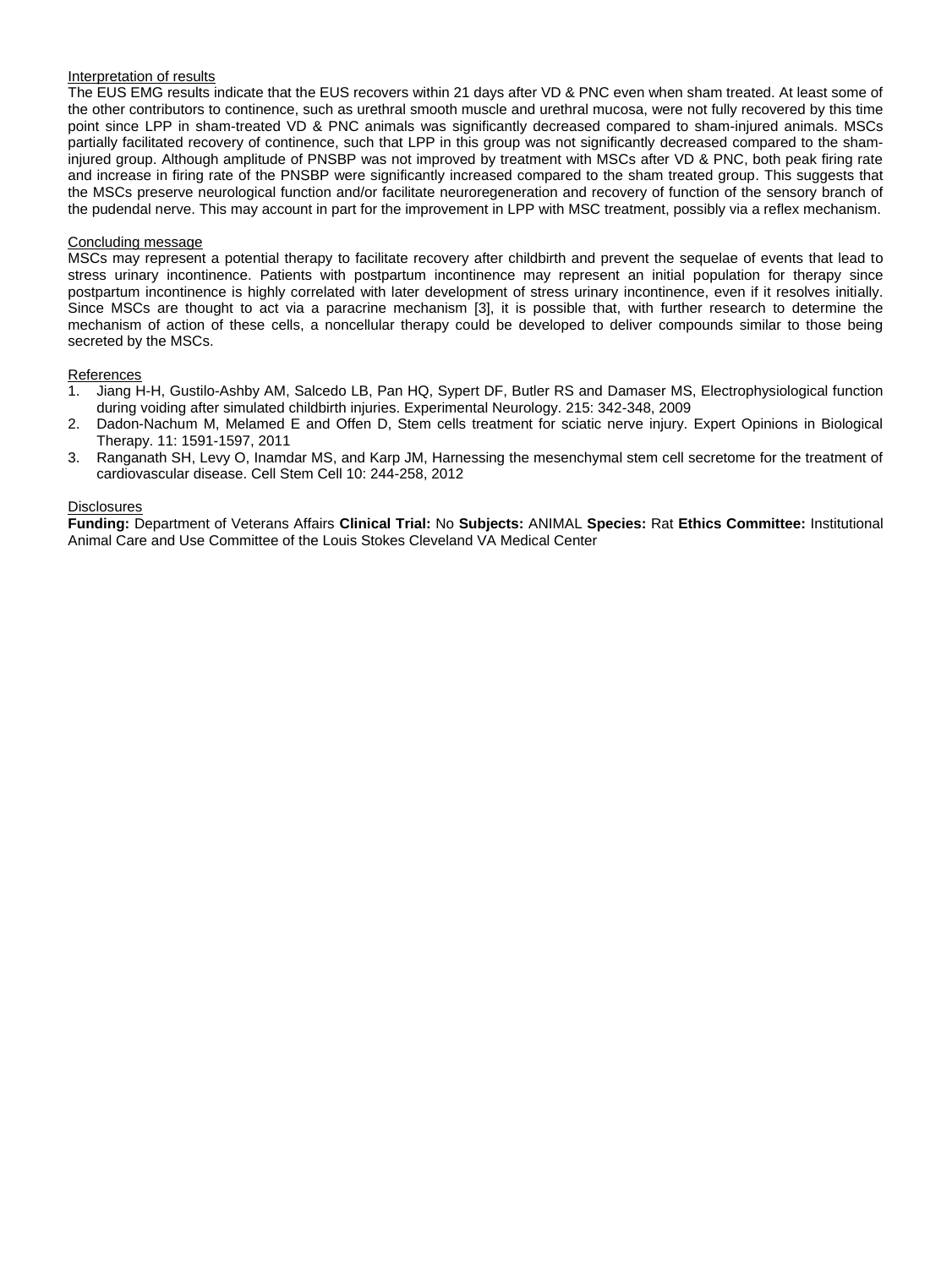## Interpretation of results

The EUS EMG results indicate that the EUS recovers within 21 days after VD & PNC even when sham treated. At least some of the other contributors to continence, such as urethral smooth muscle and urethral mucosa, were not fully recovered by this time point since LPP in sham-treated VD & PNC animals was significantly decreased compared to sham-injured animals. MSCs partially facilitated recovery of continence, such that LPP in this group was not significantly decreased compared to the sham-injured group. Although amplitude of PNSBP was not improved by treatment with MSCs after VD & PNC, both peak firing rate and increase in firing rate of the PNSBP were significantly increased compared to the sham treated group. This suggests that the MSCs preserve neurological function and/or facilitate neuroregeneration and recovery of function of the sensory branch of the pudendal nerve. This may account in part for the improvement in LPP with MSC treatment, possibly via a reflex mechanism.

## Concluding message

MSCs may represent a potential therapy to facilitate recovery after childbirth and prevent the sequelae of events that lead to stress urinary incontinence. Patients with postpartum incontinence may represent an initial population for therapy since postpartum incontinence is highly correlated with later development of stress urinary incontinence, even if it resolves initially. Since MSCs are thought to act via a paracrine mechanism [3], it is possible that, with further research to determine the mechanism of action of these cells, a noncellular therapy could be developed to deliver compounds similar to those being secreted by the MSCs.

## References

1. Jiang H-H, Gustilo-Ashby AM, Salcedo LB, Pan HQ, Sypert DF, Butler RS and Damaser MS, Electrophysiological function during voiding after simulated childbirth injuries. Experimental Neurology. 215: 342-348, 2009
2. Dadon-Nachum M, Melamed E and Offen D, Stem cells treatment for sciatic nerve injury. Expert Opinions in Biological Therapy. 11: 1591-1597, 2011
3. Ranganath SH, Levy O, Inamdar MS, and Karp JM, Harnessing the mesenchymal stem cell secretome for the treatment of cardiovascular disease. Cell Stem Cell 10: 244-258, 2012

## Disclosures

**Funding:** Department of Veterans Affairs **Clinical Trial:** No **Subjects:** ANIMAL **Species:** Rat **Ethics Committee:** Institutional Animal Care and Use Committee of the Louis Stokes Cleveland VA Medical Center